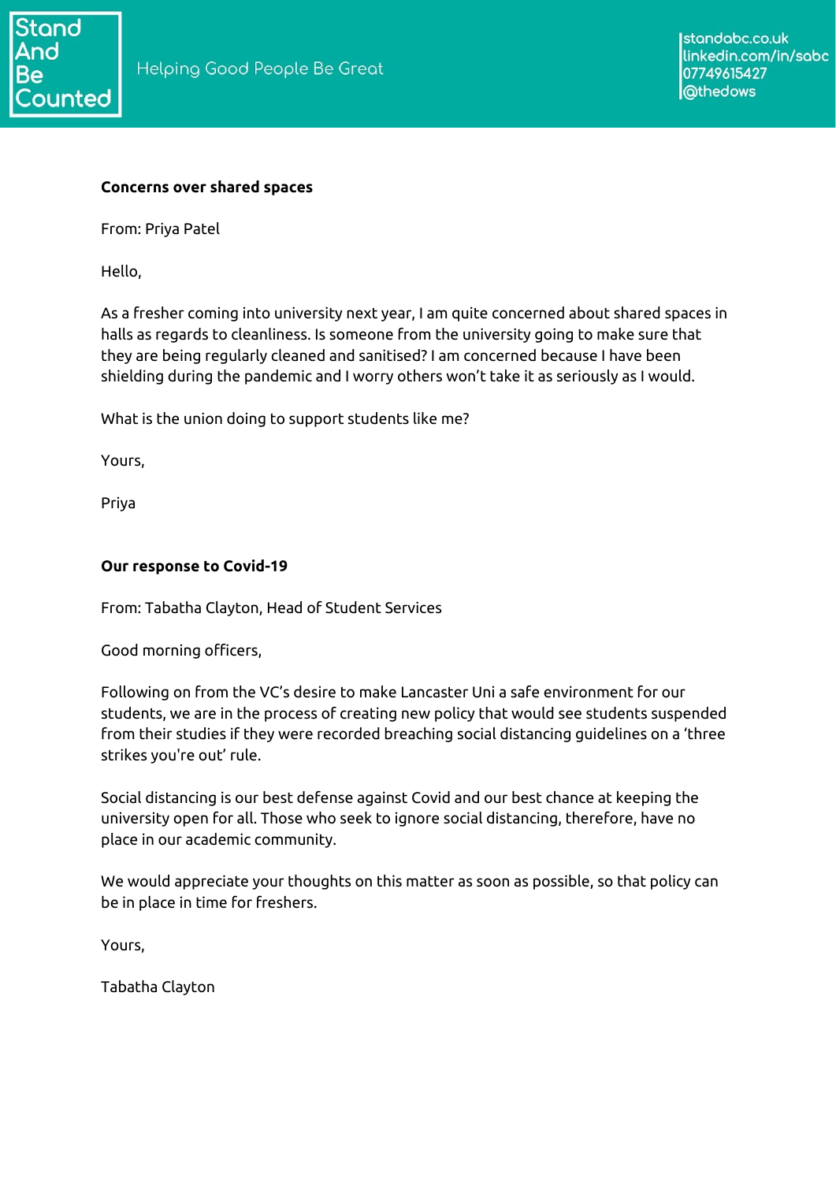**Concerns over shared spaces**

From: Priya Patel

Hello,

As a fresher coming into university next year, I am quite concerned about shared spaces in halls as regards to cleanliness. Is someone from the university going to make sure that they are being regularly cleaned and sanitised? I am concerned because I have been shielding during the pandemic and I worry others won't take it as seriously as I would.

What is the union doing to support students like me?

Yours,

Priya

**Our response to Covid-19**

From: Tabatha Clayton, Head of Student Services

Good morning officers,

Following on from the VC's desire to make Lancaster Uni a safe environment for our students, we are in the process of creating new policy that would see students suspended from their studies if they were recorded breaching social distancing guidelines on a 'three strikes you're out' rule.

Social distancing is our best defense against Covid and our best chance at keeping the university open for all. Those who seek to ignore social distancing, therefore, have no place in our academic community.

We would appreciate your thoughts on this matter as soon as possible, so that policy can be in place in time for freshers.

Yours,

Tabatha Clayton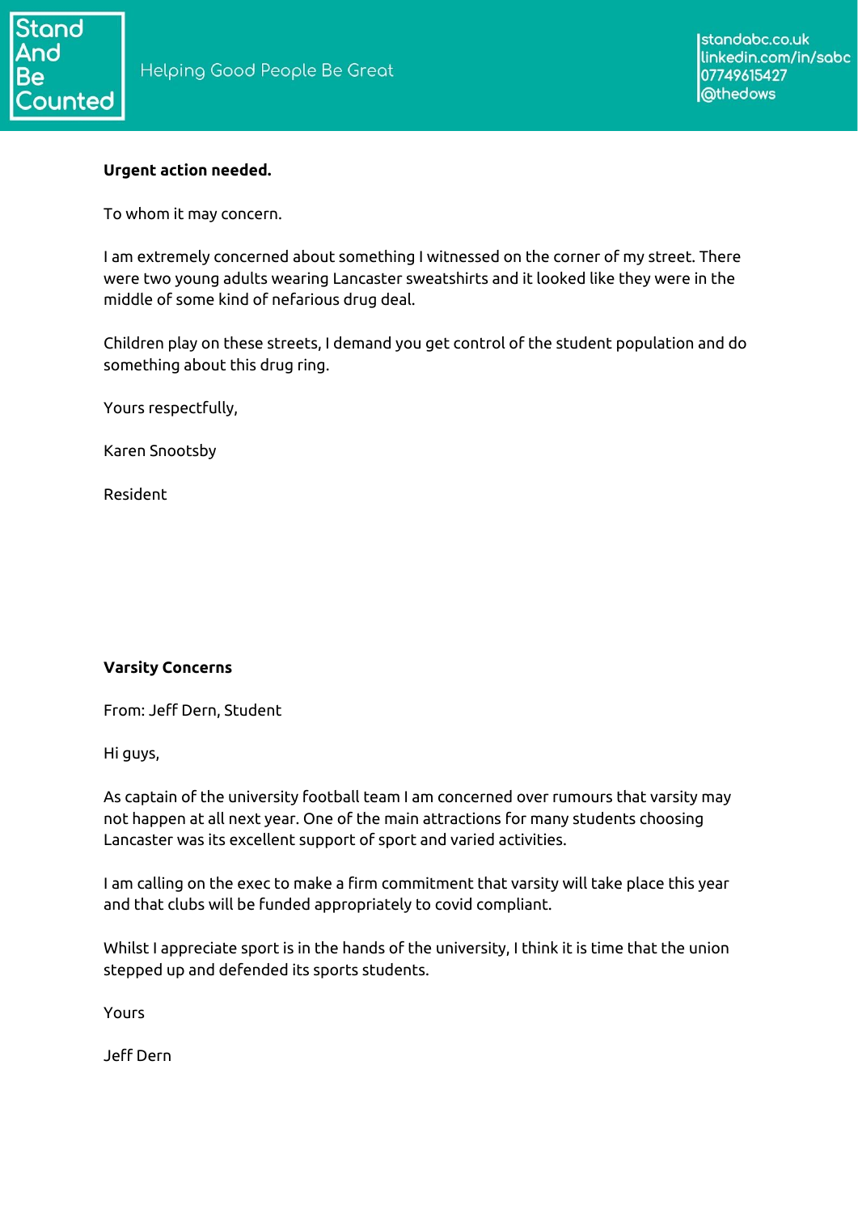**Urgent action needed.**

To whom it may concern.

I am extremely concerned about something I witnessed on the corner of my street. There were two young adults wearing Lancaster sweatshirts and it looked like they were in the middle of some kind of nefarious drug deal.

Children play on these streets, I demand you get control of the student population and do something about this drug ring.

Yours respectfully,

Karen Snootsby

Resident

**Varsity Concerns**

From: Jeff Dern, Student

Hi guys,

As captain of the university football team I am concerned over rumours that varsity may not happen at all next year. One of the main attractions for many students choosing Lancaster was its excellent support of sport and varied activities.

I am calling on the exec to make a firm commitment that varsity will take place this year and that clubs will be funded appropriately to covid compliant.

Whilst I appreciate sport is in the hands of the university, I think it is time that the union stepped up and defended its sports students.

Yours

Jeff Dern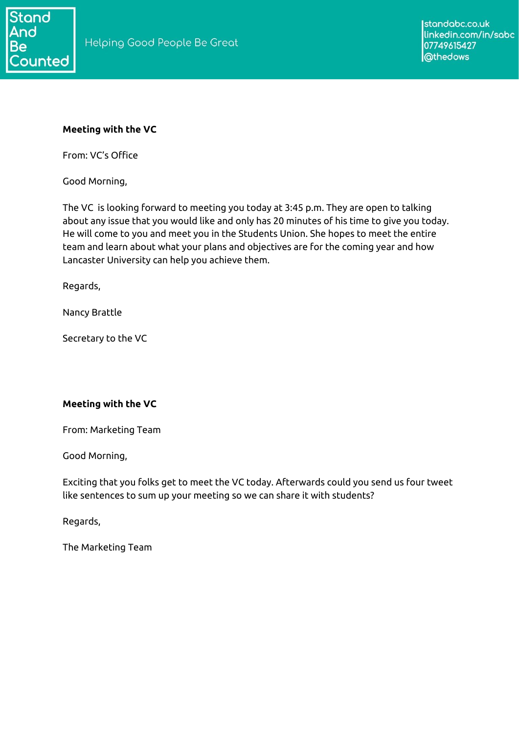**Meeting with the VC**

From: VC's Office

Good Morning,

The VC  is looking forward to meeting you today at 3:45 p.m. They are open to talking about any issue that you would like and only has 20 minutes of his time to give you today. He will come to you and meet you in the Students Union. She hopes to meet the entire team and learn about what your plans and objectives are for the coming year and how Lancaster University can help you achieve them.

Regards,

Nancy Brattle

Secretary to the VC

**Meeting with the VC**

From: Marketing Team

Good Morning,

Exciting that you folks get to meet the VC today. Afterwards could you send us four tweet like sentences to sum up your meeting so we can share it with students?

Regards,

The Marketing Team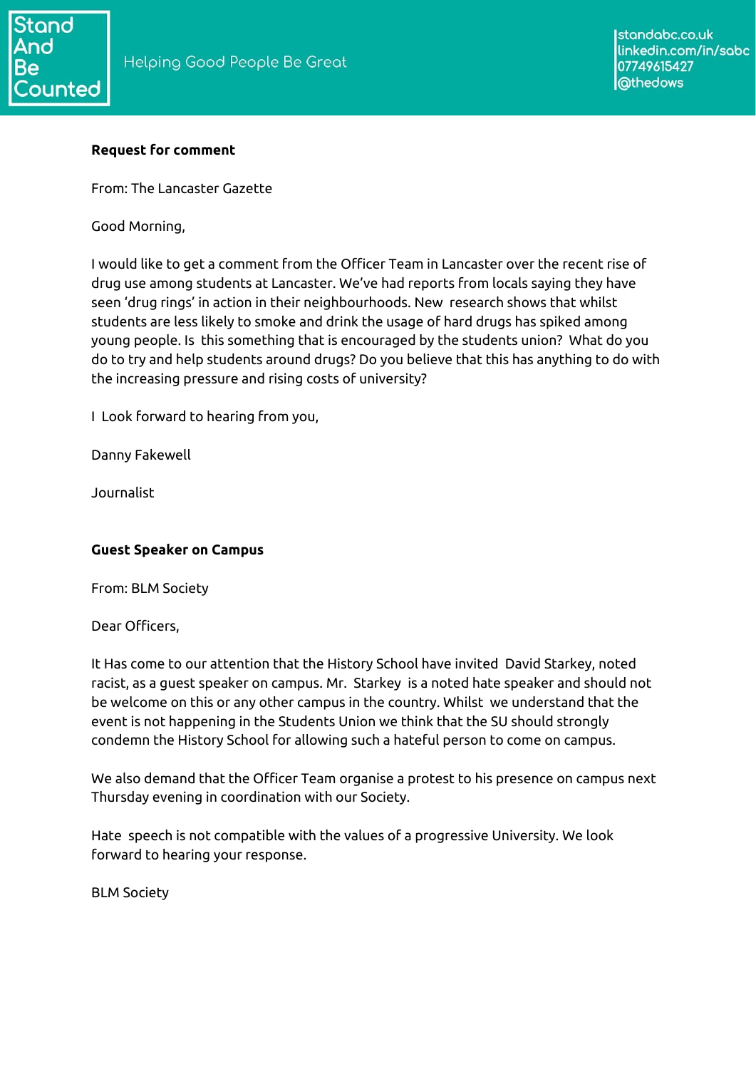**Request for comment**

From: The Lancaster Gazette

Good Morning,

I would like to get a comment from the Officer Team in Lancaster over the recent rise of drug use among students at Lancaster. We've had reports from locals saying they have seen 'drug rings' in action in their neighbourhoods. New research shows that whilst students are less likely to smoke and drink the usage of hard drugs has spiked among young people. Is this something that is encouraged by the students union? What do you do to try and help students around drugs? Do you believe that this has anything to do with the increasing pressure and rising costs of university?

I Look forward to hearing from you,

Danny Fakewell

Journalist

**Guest Speaker on Campus**

From: BLM Society

Dear Officers,

It Has come to our attention that the History School have invited David Starkey, noted racist, as a guest speaker on campus. Mr. Starkey is a noted hate speaker and should not be welcome on this or any other campus in the country. Whilst we understand that the event is not happening in the Students Union we think that the SU should strongly condemn the History School for allowing such a hateful person to come on campus.

We also demand that the Officer Team organise a protest to his presence on campus next Thursday evening in coordination with our Society.

Hate speech is not compatible with the values of a progressive University. We look forward to hearing your response.

BLM Society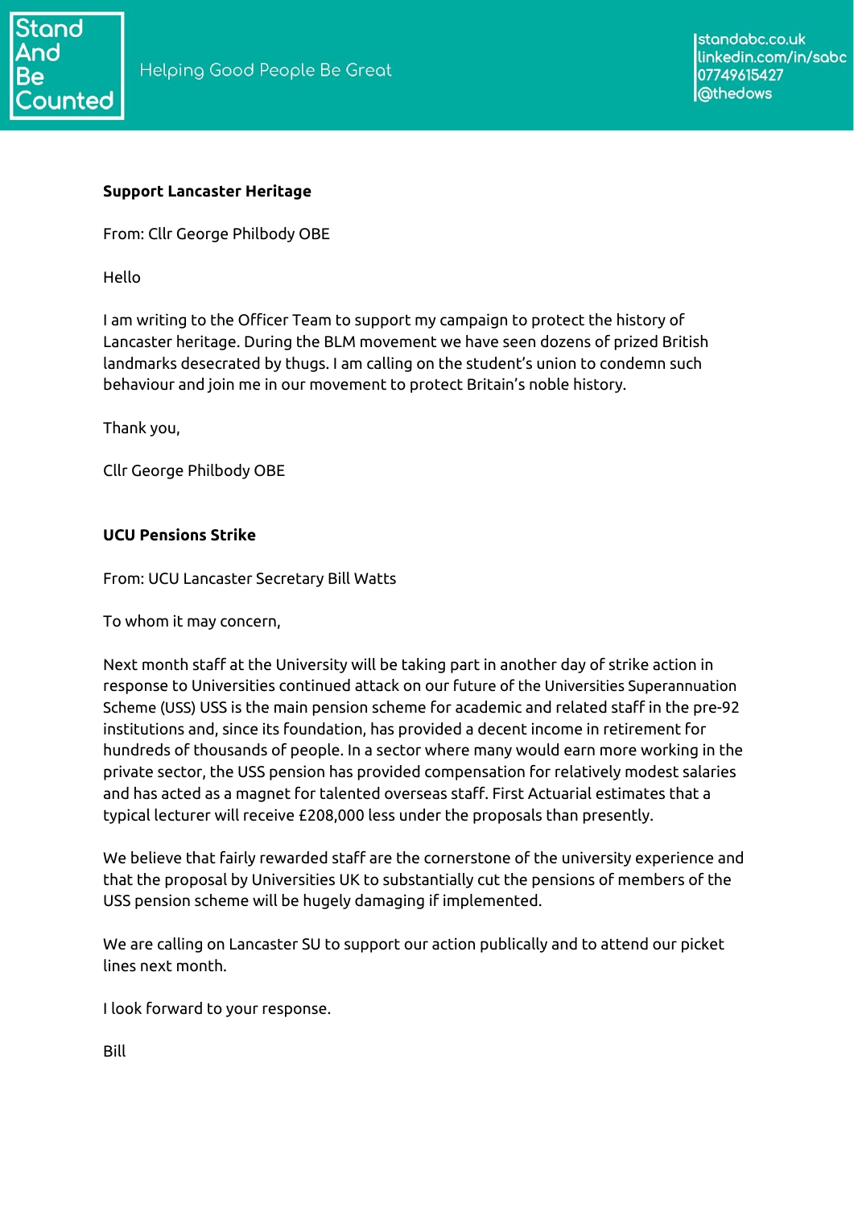**Support Lancaster Heritage**

From: Cllr George Philbody OBE

Hello

I am writing to the Officer Team to support my campaign to protect the history of Lancaster heritage. During the BLM movement we have seen dozens of prized British landmarks desecrated by thugs. I am calling on the student's union to condemn such behaviour and join me in our movement to protect Britain's noble history.

Thank you,

Cllr George Philbody OBE

**UCU Pensions Strike**

From: UCU Lancaster Secretary Bill Watts

To whom it may concern,

Next month staff at the University will be taking part in another day of strike action in response to Universities continued attack on our future of the Universities Superannuation Scheme (USS) USS is the main pension scheme for academic and related staff in the pre-92 institutions and, since its foundation, has provided a decent income in retirement for hundreds of thousands of people. In a sector where many would earn more working in the private sector, the USS pension has provided compensation for relatively modest salaries and has acted as a magnet for talented overseas staff. First Actuarial estimates that a typical lecturer will receive £208,000 less under the proposals than presently.

We believe that fairly rewarded staff are the cornerstone of the university experience and that the proposal by Universities UK to substantially cut the pensions of members of the USS pension scheme will be hugely damaging if implemented.

We are calling on Lancaster SU to support our action publically and to attend our picket lines next month.

I look forward to your response.

Bill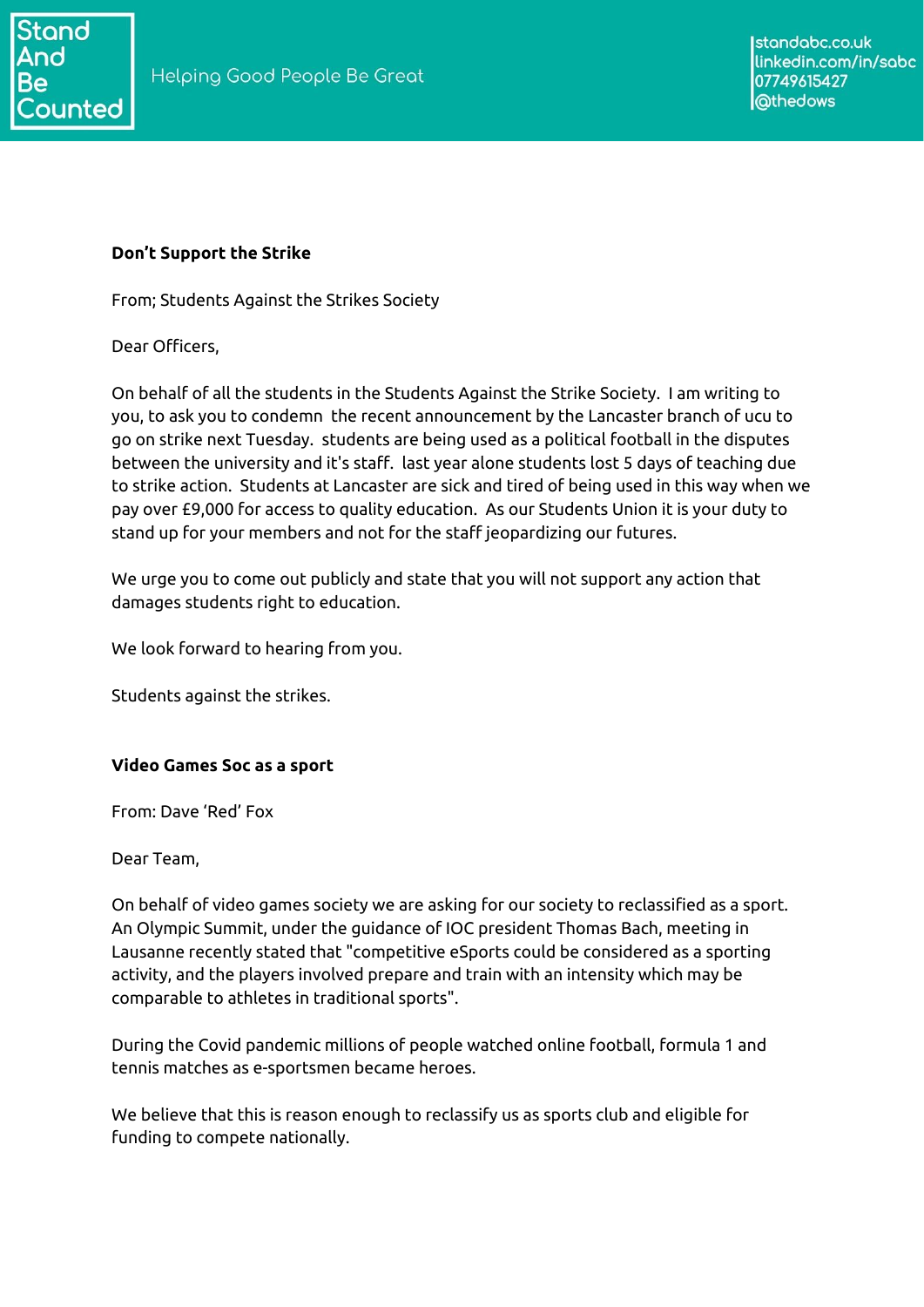**Don't Support the Strike**

From; Students Against the Strikes Society

Dear Officers,

On behalf of all the students in the Students Against the Strike Society.  I am writing to you, to ask you to condemn  the recent announcement by the Lancaster branch of ucu to go on strike next Tuesday.  students are being used as a political football in the disputes between the university and it's staff.  last year alone students lost 5 days of teaching due to strike action.  Students at Lancaster are sick and tired of being used in this way when we pay over £9,000 for access to quality education.  As our Students Union it is your duty to stand up for your members and not for the staff jeopardizing our futures.

We urge you to come out publicly and state that you will not support any action that damages students right to education.

We look forward to hearing from you.

Students against the strikes.

**Video Games Soc as a sport**

From: Dave 'Red' Fox

Dear Team,

On behalf of video games society we are asking for our society to reclassified as a sport. An Olympic Summit, under the guidance of IOC president Thomas Bach, meeting in Lausanne recently stated that "competitive eSports could be considered as a sporting activity, and the players involved prepare and train with an intensity which may be comparable to athletes in traditional sports".

During the Covid pandemic millions of people watched online football, formula 1 and tennis matches as e-sportsmen became heroes.

We believe that this is reason enough to reclassify us as sports club and eligible for funding to compete nationally.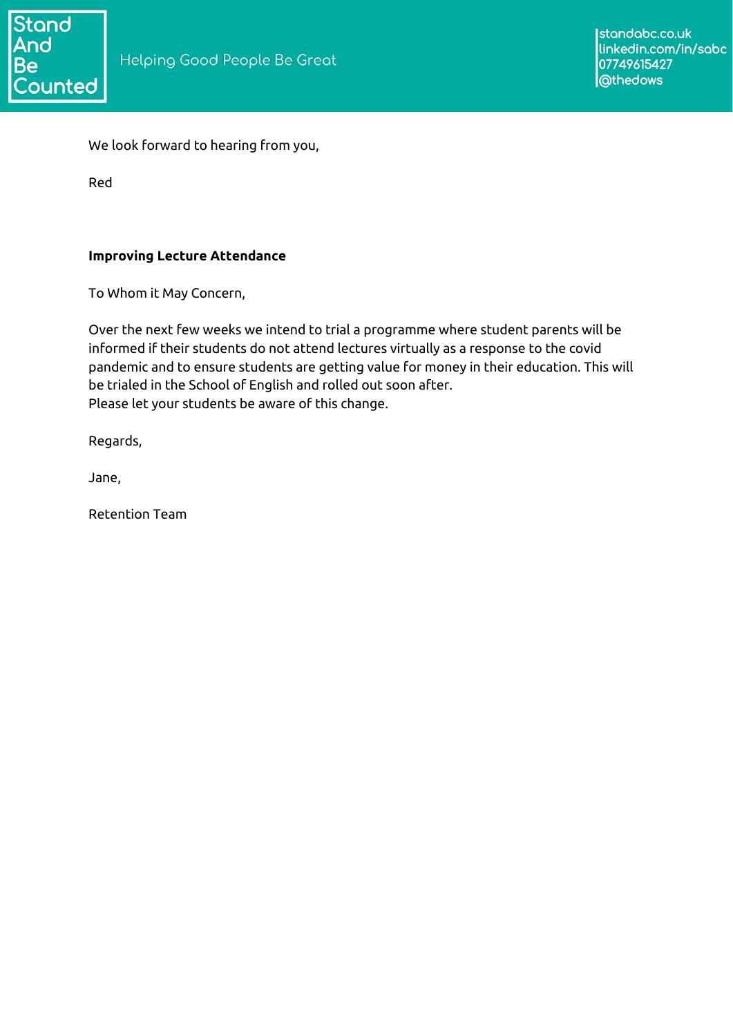We look forward to hearing from you,

Red

**Improving Lecture Attendance**

To Whom it May Concern,

Over the next few weeks we intend to trial a programme where student parents will be informed if their students do not attend lectures virtually as a response to the covid pandemic and to ensure students are getting value for money in their education. This will be trialed in the School of English and rolled out soon after.
Please let your students be aware of this change.

Regards,

Jane,

Retention Team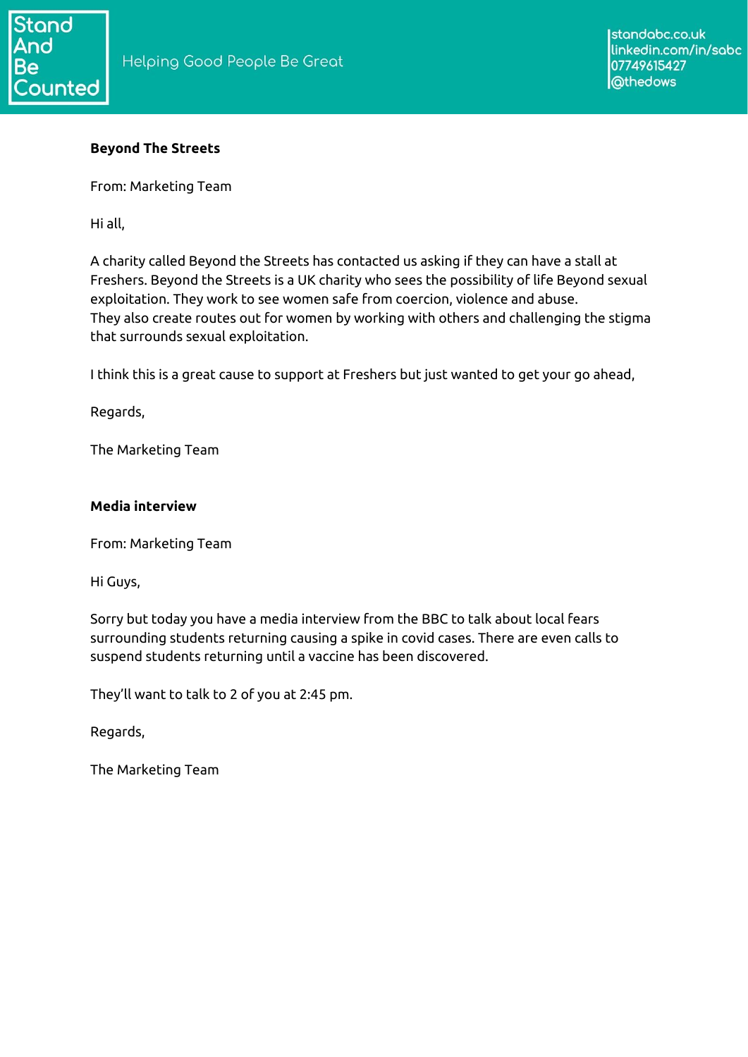**Beyond The Streets**

From: Marketing Team

Hi all,

A charity called Beyond the Streets has contacted us asking if they can have a stall at Freshers. Beyond the Streets is a UK charity who sees the possibility of life Beyond sexual exploitation. They work to see women safe from coercion, violence and abuse.
They also create routes out for women by working with others and challenging the stigma that surrounds sexual exploitation.

I think this is a great cause to support at Freshers but just wanted to get your go ahead,

Regards,

The Marketing Team

**Media interview**

From: Marketing Team

Hi Guys,

Sorry but today you have a media interview from the BBC to talk about local fears surrounding students returning causing a spike in covid cases. There are even calls to suspend students returning until a vaccine has been discovered.

They'll want to talk to 2 of you at 2:45 pm.

Regards,

The Marketing Team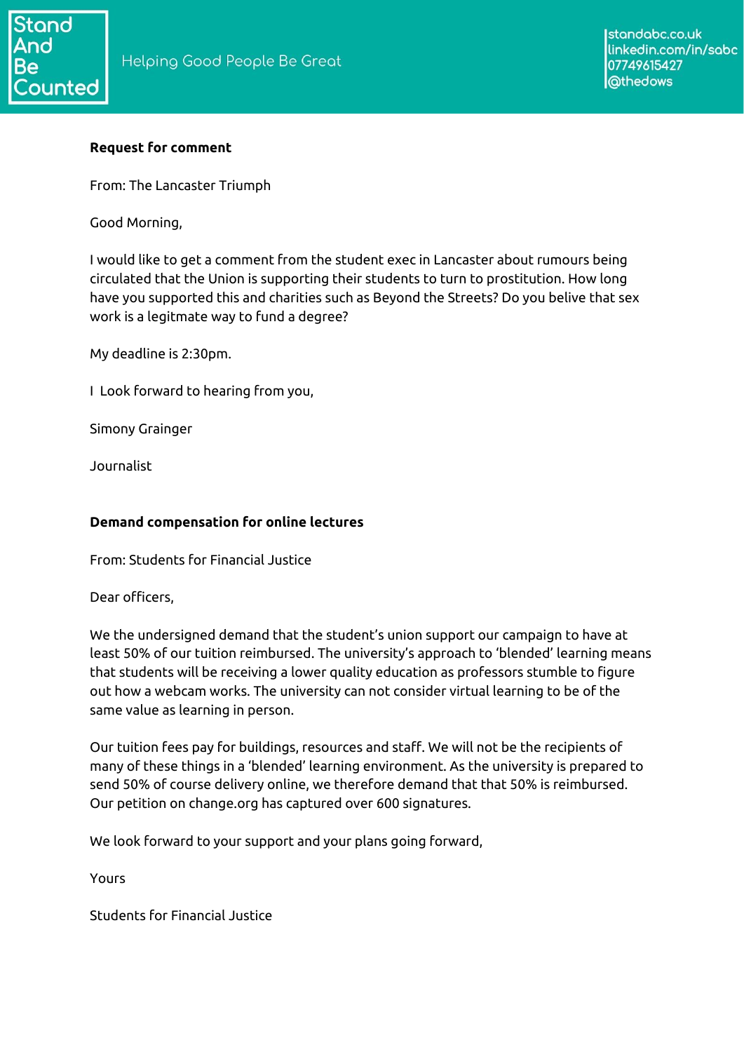**Request for comment**

From: The Lancaster Triumph

Good Morning,

I would like to get a comment from the student exec in Lancaster about rumours being circulated that the Union is supporting their students to turn to prostitution. How long have you supported this and charities such as Beyond the Streets? Do you belive that sex work is a legitmate way to fund a degree?

My deadline is 2:30pm.

I  Look forward to hearing from you,

Simony Grainger

Journalist

**Demand compensation for online lectures**

From: Students for Financial Justice

Dear officers,

We the undersigned demand that the student's union support our campaign to have at least 50% of our tuition reimbursed. The university's approach to 'blended' learning means that students will be receiving a lower quality education as professors stumble to figure out how a webcam works. The university can not consider virtual learning to be of the same value as learning in person.

Our tuition fees pay for buildings, resources and staff. We will not be the recipients of many of these things in a 'blended' learning environment. As the university is prepared to send 50% of course delivery online, we therefore demand that that 50% is reimbursed. Our petition on change.org has captured over 600 signatures.

We look forward to your support and your plans going forward,

Yours

Students for Financial Justice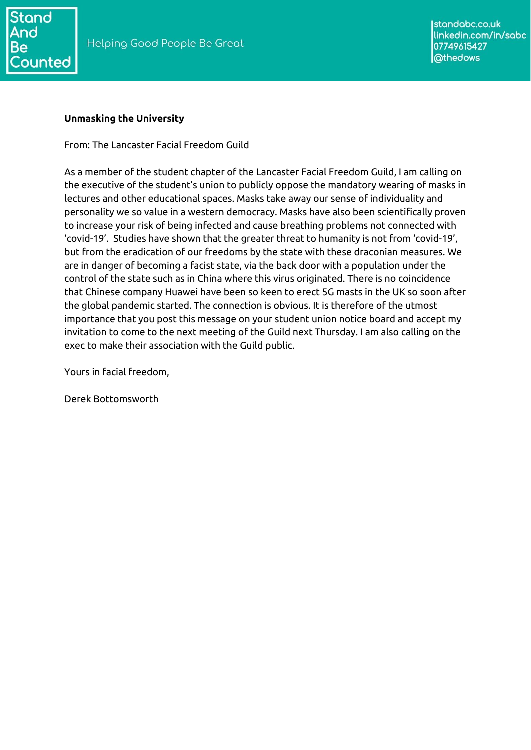Stand And Be Counted

Helping Good People Be Great

standabc.co.uk
linkedin.com/in/sabc
07749615427
@thedows

**Unmasking the University**

From: The Lancaster Facial Freedom Guild

As a member of the student chapter of the Lancaster Facial Freedom Guild, I am calling on the executive of the student's union to publicly oppose the mandatory wearing of masks in lectures and other educational spaces. Masks take away our sense of individuality and personality we so value in a western democracy. Masks have also been scientifically proven to increase your risk of being infected and cause breathing problems not connected with 'covid-19'. Studies have shown that the greater threat to humanity is not from 'covid-19', but from the eradication of our freedoms by the state with these draconian measures. We are in danger of becoming a facist state, via the back door with a population under the control of the state such as in China where this virus originated. There is no coincidence that Chinese company Huawei have been so keen to erect 5G masts in the UK so soon after the global pandemic started. The connection is obvious. It is therefore of the utmost importance that you post this message on your student union notice board and accept my invitation to come to the next meeting of the Guild next Thursday. I am also calling on the exec to make their association with the Guild public.

Yours in facial freedom,

Derek Bottomsworth